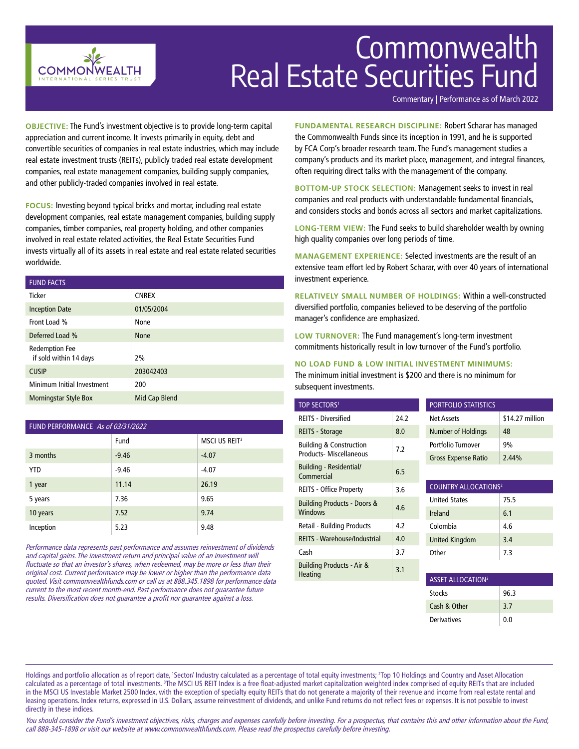# Commonwealth Real Estate Securities Fund

Commentary | Performance as of March 2022

**OBJECTIVE:** The Fund's investment objective is to provide long-term capital appreciation and current income. It invests primarily in equity, debt and convertible securities of companies in real estate industries, which may include real estate investment trusts (REITs), publicly traded real estate development companies, real estate management companies, building supply companies, and other publicly-traded companies involved in real estate.

**FOCUS:** Investing beyond typical bricks and mortar, including real estate development companies, real estate management companies, building supply companies, timber companies, real property holding, and other companies involved in real estate related activities, the Real Estate Securities Fund invests virtually all of its assets in real estate and real estate related securities worldwide.

| FUND FACTS | |
|---|---|
| Ticker | CNREX |
| Inception Date | 01/05/2004 |
| Front Load % | None |
| Deferred Load % | None |
| Redemption Fee if sold within 14 days | 2% |
| CUSIP | 203042403 |
| Minimum Initial Investment | 200 |
| Morningstar Style Box | Mid Cap Blend |

| FUND PERFORMANCE *As of 03/31/2022* | Fund | MSCI US REIT[3] |
|---|---|---|
| 3 months | -9.46 | -4.07 |
| YTD | -9.46 | -4.07 |
| 1 year | 11.14 | 26.19 |
| 5 years | 7.36 | 9.65 |
| 10 years | 7.52 | 9.74 |
| Inception | 5.23 | 9.48 |

*Performance data represents past performance and assumes reinvestment of dividends and capital gains. The investment return and principal value of an investment will fluctuate so that an investor's shares, when redeemed, may be more or less than their original cost. Current performance may be lower or higher than the performance data quoted. Visit commonwealthfunds.com or call us at 888.345.1898 for performance data current to the most recent month-end. Past performance does not guarantee future results. Diversification does not guarantee a profit nor guarantee against a loss.*

**FUNDAMENTAL RESEARCH DISCIPLINE:** Robert Scharar has managed the Commonwealth Funds since its inception in 1991, and he is supported by FCA Corp's broader research team. The Fund's management studies a company's products and its market place, management, and integral finances, often requiring direct talks with the management of the company.

**BOTTOM-UP STOCK SELECTION:** Management seeks to invest in real companies and real products with understandable fundamental financials, and considers stocks and bonds across all sectors and market capitalizations.

**LONG-TERM VIEW:** The Fund seeks to build shareholder wealth by owning high quality companies over long periods of time.

**MANAGEMENT EXPERIENCE:** Selected investments are the result of an extensive team effort led by Robert Scharar, with over 40 years of international investment experience.

**RELATIVELY SMALL NUMBER OF HOLDINGS:** Within a well-constructed diversified portfolio, companies believed to be deserving of the portfolio manager's confidence are emphasized.

**LOW TURNOVER:** The Fund management's long-term investment commitments historically result in low turnover of the Fund's portfolio.

**NO LOAD FUND & LOW INITIAL INVESTMENT MINIMUMS:** The minimum initial investment is $200 and there is no minimum for subsequent investments.

| TOP SECTORS[1] | |
|---|---|
| REITS - Diversified | 24.2 |
| REITS - Storage | 8.0 |
| Building & Construction Products- Miscellaneous | 7.2 |
| Building - Residential/ Commercial | 6.5 |
| REITS - Office Property | 3.6 |
| Building Products - Doors & Windows | 4.6 |
| Retail - Building Products | 4.2 |
| REITS - Warehouse/Industrial | 4.0 |
| Cash | 3.7 |
| Building Products - Air & Heating | 3.1 |

| PORTFOLIO STATISTICS | |
|---|---|
| Net Assets | $14.27 million |
| Number of Holdings | 48 |
| Portfolio Turnover | 9% |
| Gross Expense Ratio | 2.44% |

| COUNTRY ALLOCATIONS[2] | |
|---|---|
| United States | 75.5 |
| Ireland | 6.1 |
| Colombia | 4.6 |
| United Kingdom | 3.4 |
| Other | 7.3 |

| ASSET ALLOCATION[2] | |
|---|---|
| Stocks | 96.3 |
| Cash & Other | 3.7 |
| Derivatives | 0.0 |

Holdings and portfolio allocation as of report date, [1]Sector/ Industry calculated as a percentage of total equity investments; [2]Top 10 Holdings and Country and Asset Allocation calculated as a percentage of total investments. [3]The MSCI US REIT Index is a free float-adjusted market capitalization weighted index comprised of equity REITs that are included in the MSCI US Investable Market 2500 Index, with the exception of specialty equity REITs that do not generate a majority of their revenue and income from real estate rental and leasing operations. Index returns, expressed in U.S. Dollars, assume reinvestment of dividends, and unlike Fund returns do not reflect fees or expenses. It is not possible to invest directly in these indices.

*You should consider the Fund's investment objectives, risks, charges and expenses carefully before investing. For a prospectus, that contains this and other information about the Fund, call 888-345-1898 or visit our website at www.commonwealthfunds.com. Please read the prospectus carefully before investing.*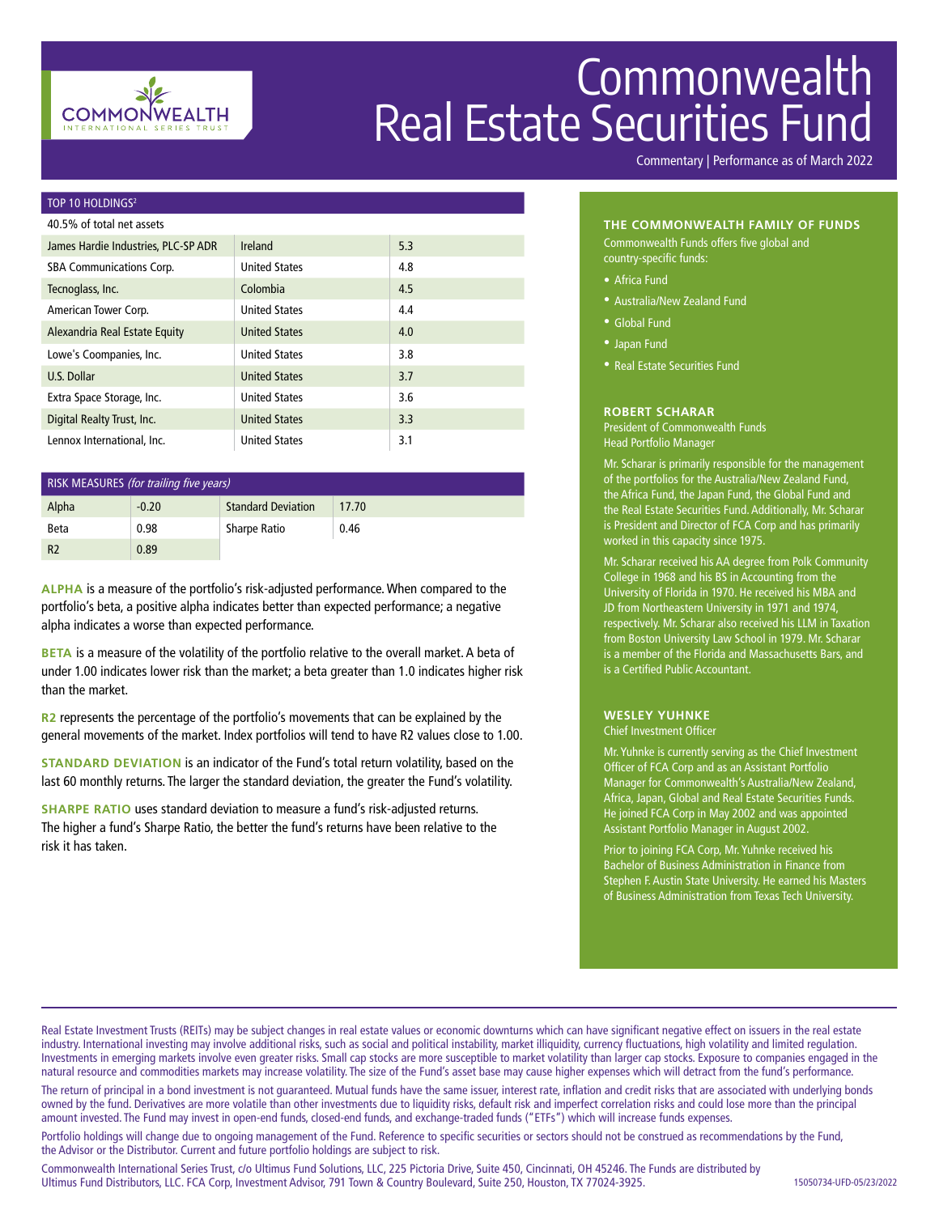# Commonwealth Real Estate Securities Fund

Commentary | Performance as of March 2022

## TOP 10 HOLDINGS[2]

40.5% of total net assets

| | | |
|---|---|---|
| James Hardie Industries, PLC-SP ADR | Ireland | 5.3 |
| SBA Communications Corp. | United States | 4.8 |
| Tecnoglass, Inc. | Colombia | 4.5 |
| American Tower Corp. | United States | 4.4 |
| Alexandria Real Estate Equity | United States | 4.0 |
| Lowe's Coompanies, Inc. | United States | 3.8 |
| U.S. Dollar | United States | 3.7 |
| Extra Space Storage, Inc. | United States | 3.6 |
| Digital Realty Trust, Inc. | United States | 3.3 |
| Lennox International, Inc. | United States | 3.1 |

## RISK MEASURES *(for trailing five years)*

| | | | |
|---|---|---|---|
| Alpha | -0.20 | Standard Deviation | 17.70 |
| Beta | 0.98 | Sharpe Ratio | 0.46 |
| R2 | 0.89 | | |

**ALPHA** is a measure of the portfolio's risk-adjusted performance. When compared to the portfolio's beta, a positive alpha indicates better than expected performance; a negative alpha indicates a worse than expected performance.

**BETA** is a measure of the volatility of the portfolio relative to the overall market. A beta of under 1.00 indicates lower risk than the market; a beta greater than 1.0 indicates higher risk than the market.

**R2** represents the percentage of the portfolio's movements that can be explained by the general movements of the market. Index portfolios will tend to have R2 values close to 1.00.

**STANDARD DEVIATION** is an indicator of the Fund's total return volatility, based on the last 60 monthly returns. The larger the standard deviation, the greater the Fund's volatility.

**SHARPE RATIO** uses standard deviation to measure a fund's risk-adjusted returns. The higher a fund's Sharpe Ratio, the better the fund's returns have been relative to the risk it has taken.

### THE COMMONWEALTH FAMILY OF FUNDS

Commonwealth Funds offers five global and country-specific funds:

- Africa Fund
- Australia/New Zealand Fund
- Global Fund
- Japan Fund
- Real Estate Securities Fund

### ROBERT SCHARAR

President of Commonwealth Funds
Head Portfolio Manager

Mr. Scharar is primarily responsible for the management of the portfolios for the Australia/New Zealand Fund, the Africa Fund, the Japan Fund, the Global Fund and the Real Estate Securities Fund. Additionally, Mr. Scharar is President and Director of FCA Corp and has primarily worked in this capacity since 1975.

Mr. Scharar received his AA degree from Polk Community College in 1968 and his BS in Accounting from the University of Florida in 1970. He received his MBA and JD from Northeastern University in 1971 and 1974, respectively. Mr. Scharar also received his LLM in Taxation from Boston University Law School in 1979. Mr. Scharar is a member of the Florida and Massachusetts Bars, and is a Certified Public Accountant.

### WESLEY YUHNKE

Chief Investment Officer

Mr. Yuhnke is currently serving as the Chief Investment Officer of FCA Corp and as an Assistant Portfolio Manager for Commonwealth's Australia/New Zealand, Africa, Japan, Global and Real Estate Securities Funds. He joined FCA Corp in May 2002 and was appointed Assistant Portfolio Manager in August 2002.

Prior to joining FCA Corp, Mr. Yuhnke received his Bachelor of Business Administration in Finance from Stephen F. Austin State University. He earned his Masters of Business Administration from Texas Tech University.

---

Real Estate Investment Trusts (REITs) may be subject changes in real estate values or economic downturns which can have significant negative effect on issuers in the real estate industry. International investing may involve additional risks, such as social and political instability, market illiquidity, currency fluctuations, high volatility and limited regulation. Investments in emerging markets involve even greater risks. Small cap stocks are more susceptible to market volatility than larger cap stocks. Exposure to companies engaged in the natural resource and commodities markets may increase volatility. The size of the Fund's asset base may cause higher expenses which will detract from the fund's performance.

The return of principal in a bond investment is not guaranteed. Mutual funds have the same issuer, interest rate, inflation and credit risks that are associated with underlying bonds owned by the fund. Derivatives are more volatile than other investments due to liquidity risks, default risk and imperfect correlation risks and could lose more than the principal amount invested. The Fund may invest in open-end funds, closed-end funds, and exchange-traded funds ("ETFs") which will increase funds expenses.

Portfolio holdings will change due to ongoing management of the Fund. Reference to specific securities or sectors should not be construed as recommendations by the Fund, the Advisor or the Distributor. Current and future portfolio holdings are subject to risk.

Commonwealth International Series Trust, c/o Ultimus Fund Solutions, LLC, 225 Pictoria Drive, Suite 450, Cincinnati, OH 45246. The Funds are distributed by Ultimus Fund Distributors, LLC. FCA Corp, Investment Advisor, 791 Town & Country Boulevard, Suite 250, Houston, TX 77024-3925.

15050734-UFD-05/23/2022